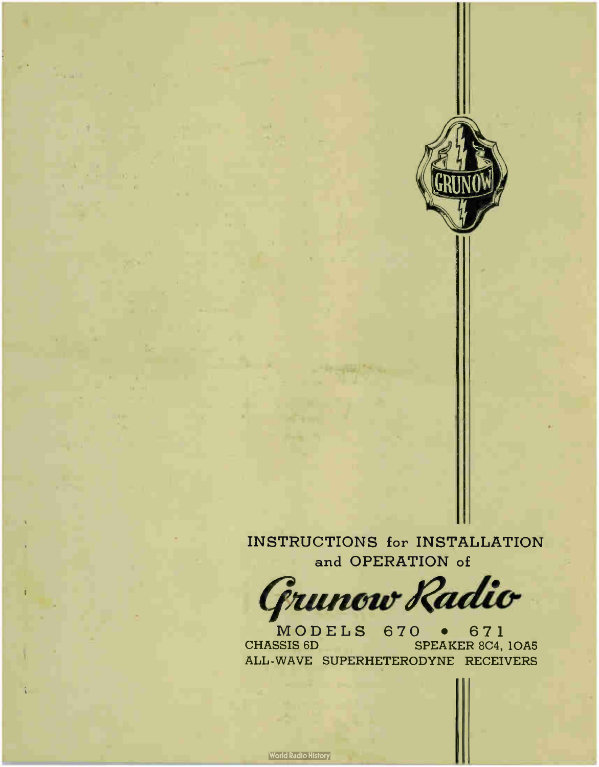GRUNOW

# INSTRUCTIONS for INSTALLATION and OPERATION of

# *Grunow Radio*

## MODELS 670 • 671

CHASSIS 6D SPEAKER 8C4, 10A5

ALL-WAVE SUPERHETERODYNE RECEIVERS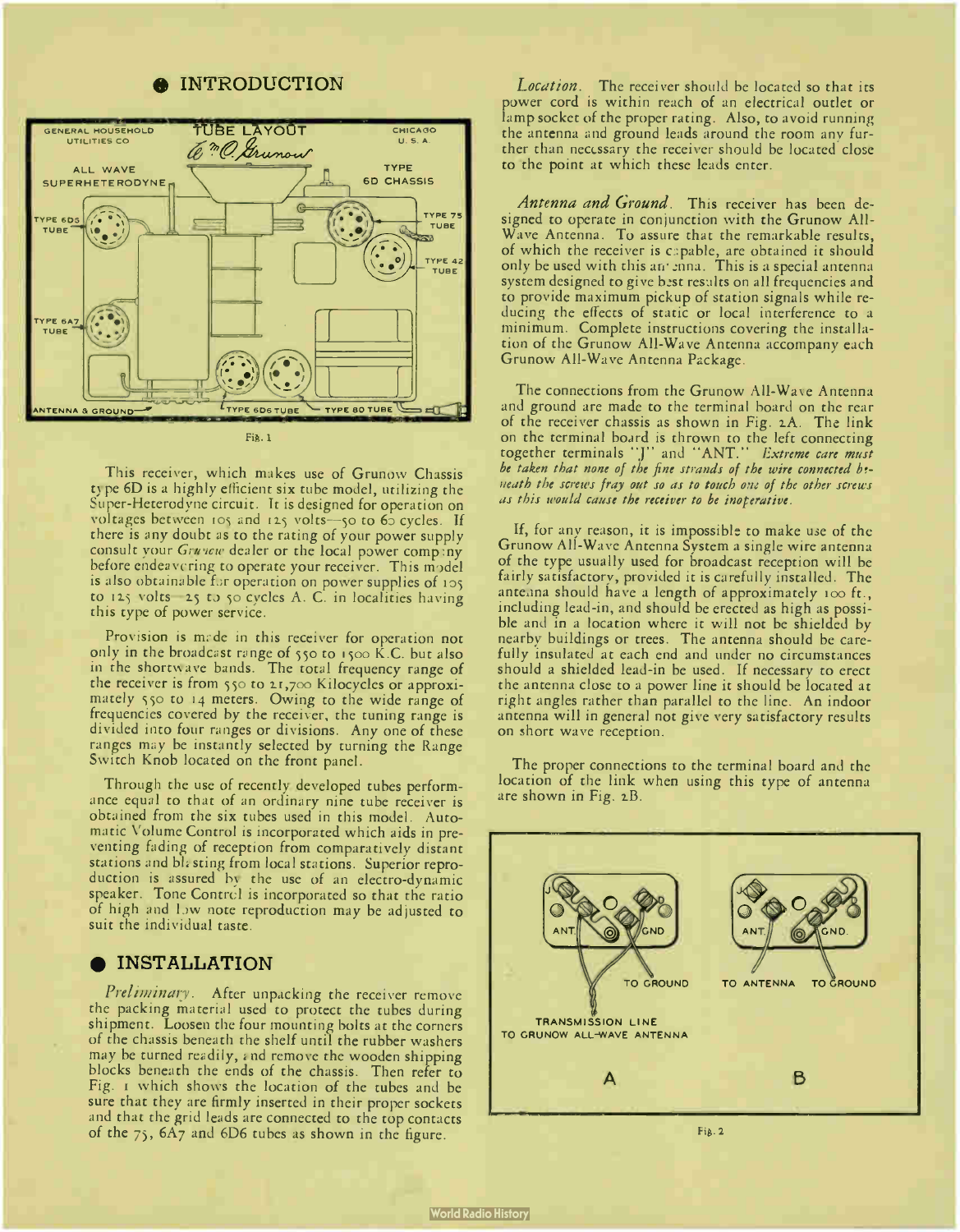## INTRODUCTION

GENERAL HOUSEHOLD UTILITIES CO
TUBE LAYOUT
CHICAGO U. S. A.
ALL WAVE SUPERHETERODYNE
TYPE 6D CHASSIS
TYPE 6D6 TUBE
TYPE 75 TUBE
TYPE 42 TUBE
TYPE 6A7 TUBE
ANTENNA & GROUND
TYPE 6D6 TUBE
TYPE 80 TUBE

Fig. 1

This receiver, which makes use of Grunow Chassis type 6D is a highly efficient six tube model, utilizing the Super-Heterodyne circuit. It is designed for operation on voltages between 105 and 125 volts—50 to 60 cycles. If there is any doubt as to the rating of your power supply consult your *Grunow* dealer or the local power company before endeavoring to operate your receiver. This model is also obtainable for operation on power supplies of 105 to 125 volts—25 to 50 cycles A. C. in localities having this type of power service.

Provision is made in this receiver for operation not only in the broadcast range of 550 to 1500 K.C. but also in the shortwave bands. The total frequency range of the receiver is from 550 to 21,700 Kilocycles or approximately 550 to 14 meters. Owing to the wide range of frequencies covered by the receiver, the tuning range is divided into four ranges or divisions. Any one of these ranges may be instantly selected by turning the Range Switch Knob located on the front panel.

Through the use of recently developed tubes performance equal to that of an ordinary nine tube receiver is obtained from the six tubes used in this model. Automatic Volume Control is incorporated which aids in preventing fading of reception from comparatively distant stations and blasting from local stations. Superior reproduction is assured by the use of an electro-dynamic speaker. Tone Control is incorporated so that the ratio of high and low note reproduction may be adjusted to suit the individual taste.

## INSTALLATION

*Preliminary.* After unpacking the receiver remove the packing material used to protect the tubes during shipment. Loosen the four mounting bolts at the corners of the chassis beneath the shelf until the rubber washers may be turned readily, and remove the wooden shipping blocks beneath the ends of the chassis. Then refer to Fig. 1 which shows the location of the tubes and be sure that they are firmly inserted in their proper sockets and that the grid leads are connected to the top contacts of the 75, 6A7 and 6D6 tubes as shown in the figure.

*Location.* The receiver should be located so that its power cord is within reach of an electrical outlet or lamp socket of the proper rating. Also, to avoid running the antenna and ground leads around the room any further than necessary the receiver should be located close to the point at which these leads enter.

*Antenna and Ground.* This receiver has been designed to operate in conjunction with the Grunow All-Wave Antenna. To assure that the remarkable results, of which the receiver is capable, are obtained it should only be used with this antenna. This is a special antenna system designed to give best results on all frequencies and to provide maximum pickup of station signals while reducing the effects of static or local interference to a minimum. Complete instructions covering the installation of the Grunow All-Wave Antenna accompany each Grunow All-Wave Antenna Package.

The connections from the Grunow All-Wave Antenna and ground are made to the terminal board on the rear of the receiver chassis as shown in Fig. 2A. The link on the terminal board is thrown to the left connecting together terminals "J" and "ANT." *Extreme care must be taken that none of the fine strands of the wire connected beneath the screws fray out so as to touch one of the other screws as this would cause the receiver to be inoperative.*

If, for any reason, it is impossible to make use of the Grunow All-Wave Antenna System a single wire antenna of the type usually used for broadcast reception will be fairly satisfactory, provided it is carefully installed. The antenna should have a length of approximately 100 ft., including lead-in, and should be erected as high as possible and in a location where it will not be shielded by nearby buildings or trees. The antenna should be carefully insulated at each end and under no circumstances should a shielded lead-in be used. If necessary to erect the antenna close to a power line it should be located at right angles rather than parallel to the line. An indoor antenna will in general not give very satisfactory results on short wave reception.

The proper connections to the terminal board and the location of the link when using this type of antenna are shown in Fig. 2B.

J
ANT.
GND
TO GROUND
TRANSMISSION LINE TO GRUNOW ALL-WAVE ANTENNA
A

J
ANT.
GND.
TO ANTENNA
TO GROUND
B

Fig. 2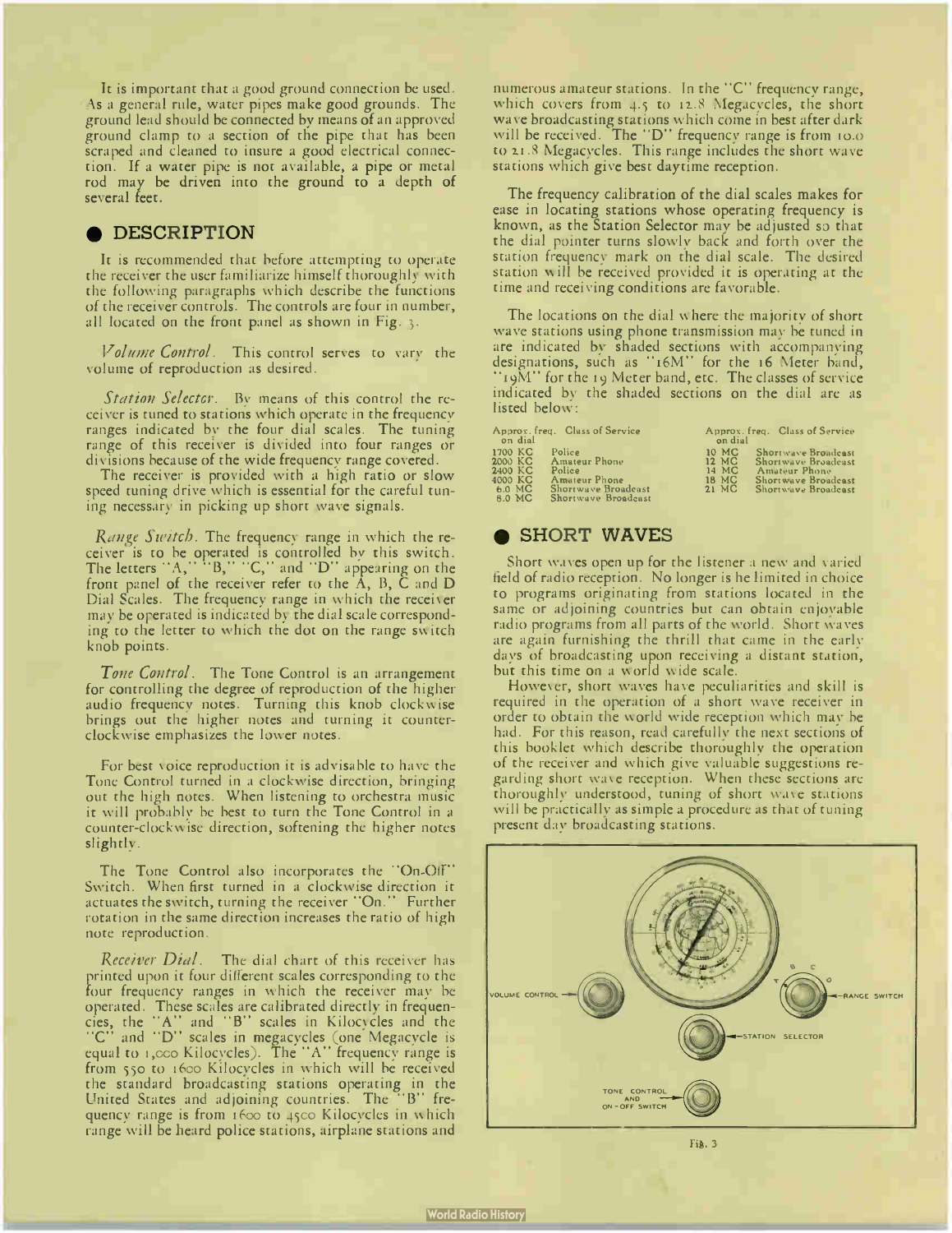It is important that a good ground connection be used. As a general rule, water pipes make good grounds. The ground lead should be connected by means of an approved ground clamp to a section of the pipe that has been scraped and cleaned to insure a good electrical connection. If a water pipe is not available, a pipe or metal rod may be driven into the ground to a depth of several feet.

## DESCRIPTION

It is recommended that before attempting to operate the receiver the user familiarize himself thoroughly with the following paragraphs which describe the functions of the receiver controls. The controls are four in number, all located on the front panel as shown in Fig. 3.

*Volume Control.* This control serves to vary the volume of reproduction as desired.

*Station Selector.* By means of this control the receiver is tuned to stations which operate in the frequency ranges indicated by the four dial scales. The tuning range of this receiver is divided into four ranges or divisions because of the wide frequency range covered.

The receiver is provided with a high ratio or slow speed tuning drive which is essential for the careful tuning necessary in picking up short wave signals.

*Range Switch.* The frequency range in which the receiver is to be operated is controlled by this switch. The letters "A," "B," "C," and "D" appearing on the front panel of the receiver refer to the A, B, C and D Dial Scales. The frequency range in which the receiver may be operated is indicated by the dial scale corresponding to the letter to which the dot on the range switch knob points.

*Tone Control.* The Tone Control is an arrangement for controlling the degree of reproduction of the higher audio frequency notes. Turning this knob clockwise brings out the higher notes and turning it counter-clockwise emphasizes the lower notes.

For best voice reproduction it is advisable to have the Tone Control turned in a clockwise direction, bringing out the high notes. When listening to orchestra music it will probably be best to turn the Tone Control in a counter-clockwise direction, softening the higher notes slightly.

The Tone Control also incorporates the "On-Off" Switch. When first turned in a clockwise direction it actuates the switch, turning the receiver "On." Further rotation in the same direction increases the ratio of high note reproduction.

*Receiver Dial.* The dial chart of this receiver has printed upon it four different scales corresponding to the four frequency ranges in which the receiver may be operated. These scales are calibrated directly in frequencies, the "A" and "B" scales in Kilocycles and the "C" and "D" scales in megacycles (one Megacycle is equal to 1,000 Kilocycles). The "A" frequency range is from 550 to 1600 Kilocycles in which will be received the standard broadcasting stations operating in the United States and adjoining countries. The "B" frequency range is from 1600 to 4500 Kilocycles in which range will be heard police stations, airplane stations and numerous amateur stations. In the "C" frequency range, which covers from 4.5 to 12.8 Megacycles, the short wave broadcasting stations which come in best after dark will be received. The "D" frequency range is from 10.0 to 21.8 Megacycles. This range includes the short wave stations which give best daytime reception.

The frequency calibration of the dial scales makes for ease in locating stations whose operating frequency is known, as the Station Selector may be adjusted so that the dial pointer turns slowly back and forth over the station frequency mark on the dial scale. The desired station will be received provided it is operating at the time and receiving conditions are favorable.

The locations on the dial where the majority of short wave stations using phone transmission may be tuned in are indicated by shaded sections with accompanying designations, such as "16M" for the 16 Meter band, "19M" for the 19 Meter band, etc. The classes of service indicated by the shaded sections on the dial are as listed below:

| Approx. freq. on dial | Class of Service | Approx. freq. on dial | Class of Service |
|---|---|---|---|
| 1700 KC | Police | 10 MC | Shortwave Broadcast |
| 2000 KC | Amateur Phone | 12 MC | Shortwave Broadcast |
| 2400 KC | Police | 14 MC | Amateur Phone |
| 4000 KC | Amateur Phone | 18 MC | Shortwave Broadcast |
| 6.0 MC | Shortwave Broadcast | 21 MC | Shortwave Broadcast |
| 8.0 MC | Shortwave Broadcast | | |

## SHORT WAVES

Short waves open up for the listener a new and varied field of radio reception. No longer is he limited in choice to programs originating from stations located in the same or adjoining countries but can obtain enjoyable radio programs from all parts of the world. Short waves are again furnishing the thrill that came in the early days of broadcasting upon receiving a distant station, but this time on a world wide scale.

However, short waves have peculiarities and skill is required in the operation of a short wave receiver in order to obtain the world wide reception which may be had. For this reason, read carefully the next sections of this booklet which describe thoroughly the operation of the receiver and which give valuable suggestions regarding short wave reception. When these sections are thoroughly understood, tuning of short wave stations will be practically as simple a procedure as that of tuning present day broadcasting stations.

VOLUME CONTROL

RANGE SWITCH

STATION SELECTOR

TONE CONTROL AND ON-OFF SWITCH

Fig. 3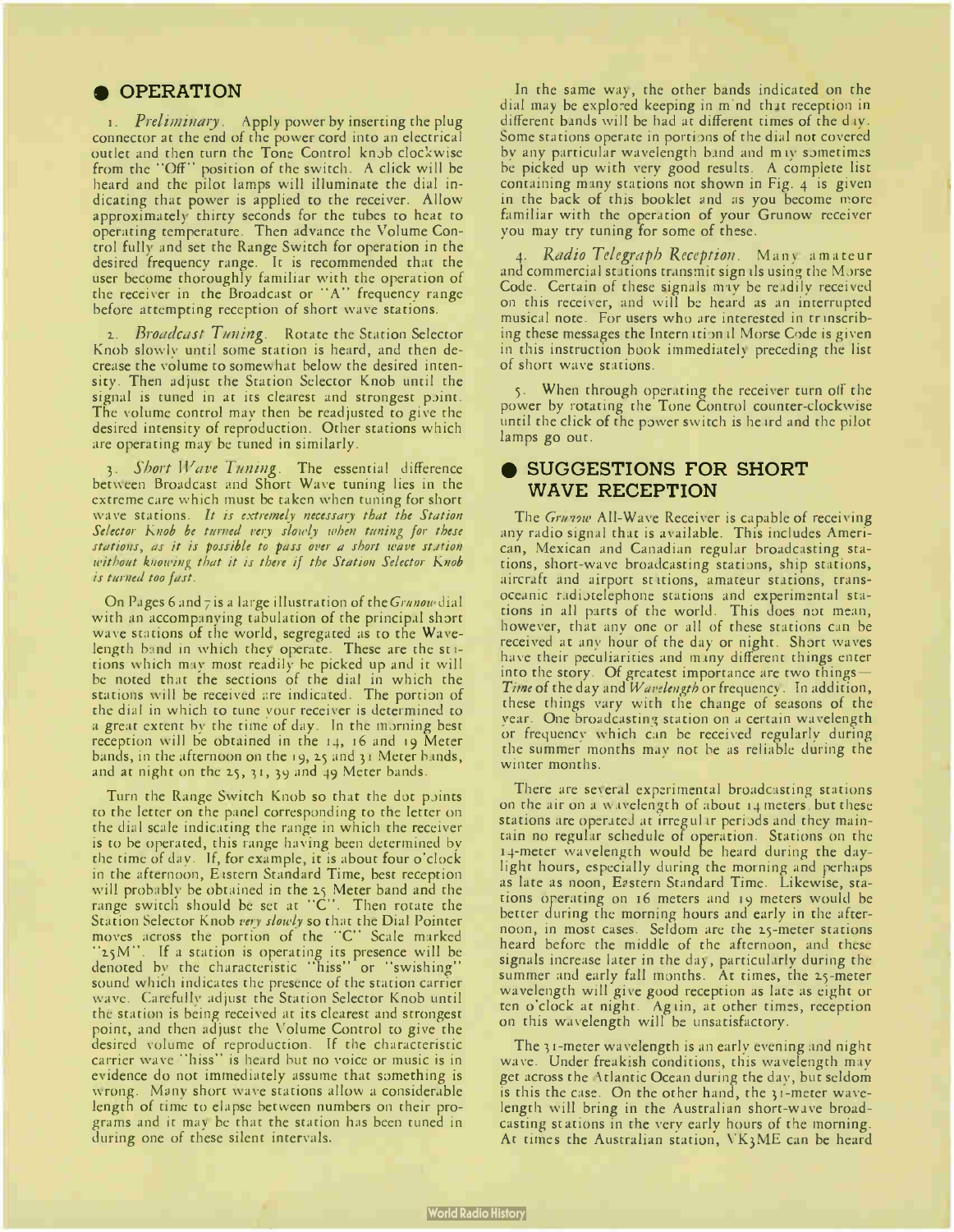## OPERATION

1. *Preliminary*. Apply power by inserting the plug connector at the end of the power cord into an electrical outlet and then turn the Tone Control knob clockwise from the "Off" position of the switch. A click will be heard and the pilot lamps will illuminate the dial indicating that power is applied to the receiver. Allow approximately thirty seconds for the tubes to heat to operating temperature. Then advance the Volume Control fully and set the Range Switch for operation in the desired frequency range. It is recommended that the user become thoroughly familiar with the operation of the receiver in the Broadcast or "A" frequency range before attempting reception of short wave stations.

2. *Broadcast Tuning*. Rotate the Station Selector Knob slowly until some station is heard, and then decrease the volume to somewhat below the desired intensity. Then adjust the Station Selector Knob until the signal is tuned in at its clearest and strongest point. The volume control may then be readjusted to give the desired intensity of reproduction. Other stations which are operating may be tuned in similarly.

3. *Short Wave Tuning*. The essential difference between Broadcast and Short Wave tuning lies in the extreme care which must be taken when tuning for short wave stations. *It is extremely necessary that the Station Selector Knob be turned very slowly when tuning for these stations, as it is possible to pass over a short wave station without knowing that it is there if the Station Selector Knob is turned too fast.*

On Pages 6 and 7 is a large illustration of the *Grunow* dial with an accompanying tabulation of the principal short wave stations of the world, segregated as to the Wavelength band in which they operate. These are the stations which may most readily be picked up and it will be noted that the sections of the dial in which the stations will be received are indicated. The portion of the dial in which to tune your receiver is determined to a great extent by the time of day. In the morning best reception will be obtained in the 14, 16 and 19 Meter bands, in the afternoon on the 19, 25 and 31 Meter bands, and at night on the 25, 31, 39 and 49 Meter bands.

Turn the Range Switch Knob so that the dot points to the letter on the panel corresponding to the letter on the dial scale indicating the range in which the receiver is to be operated, this range having been determined by the time of day. If, for example, it is about four o'clock in the afternoon, Eastern Standard Time, best reception will probably be obtained in the 25 Meter band and the range switch should be set at "C". Then rotate the Station Selector Knob *very slowly* so that the Dial Pointer moves across the portion of the "C" Scale marked "25M". If a station is operating its presence will be denoted by the characteristic "hiss" or "swishing" sound which indicates the presence of the station carrier wave. Carefully adjust the Station Selector Knob until the station is being received at its clearest and strongest point, and then adjust the Volume Control to give the desired volume of reproduction. If the characteristic carrier wave "hiss" is heard but no voice or music is in evidence do not immediately assume that something is wrong. Many short wave stations allow a considerable length of time to elapse between numbers on their programs and it may be that the station has been tuned in during one of these silent intervals.

In the same way, the other bands indicated on the dial may be explored keeping in mind that reception in different bands will be had at different times of the day. Some stations operate in portions of the dial not covered by any particular wavelength band and may sometimes be picked up with very good results. A complete list containing many stations not shown in Fig. 4 is given in the back of this booklet and as you become more familiar with the operation of your Grunow receiver you may try tuning for some of these.

4. *Radio Telegraph Reception*. Many amateur and commercial stations transmit signals using the Morse Code. Certain of these signals may be readily received on this receiver, and will be heard as an interrupted musical note. For users who are interested in transcribing these messages the International Morse Code is given in this instruction book immediately preceding the list of short wave stations.

5. When through operating the receiver turn off the power by rotating the Tone Control counter-clockwise until the click of the power switch is heard and the pilot lamps go out.

## SUGGESTIONS FOR SHORT WAVE RECEPTION

The *Grunow* All-Wave Receiver is capable of receiving any radio signal that is available. This includes American, Mexican and Canadian regular broadcasting stations, short-wave broadcasting stations, ship stations, aircraft and airport stations, amateur stations, transoceanic radiotelephone stations and experimental stations in all parts of the world. This does not mean, however, that any one or all of these stations can be received at any hour of the day or night. Short waves have their peculiarities and many different things enter into the story. Of greatest importance are two things—*Time* of the day and *Wavelength* or frequency. In addition, these things vary with the change of seasons of the year. One broadcasting station on a certain wavelength or frequency which can be received regularly during the summer months may not be as reliable during the winter months.

There are several experimental broadcasting stations on the air on a wavelength of about 14 meters but these stations are operated at irregular periods and they maintain no regular schedule of operation. Stations on the 14-meter wavelength would be heard during the daylight hours, especially during the morning and perhaps as late as noon, Eastern Standard Time. Likewise, stations operating on 16 meters and 19 meters would be better during the morning hours and early in the afternoon, in most cases. Seldom are the 25-meter stations heard before the middle of the afternoon, and these signals increase later in the day, particularly during the summer and early fall months. At times, the 25-meter wavelength will give good reception as late as eight or ten o'clock at night. Again, at other times, reception on this wavelength will be unsatisfactory.

The 31-meter wavelength is an early evening and night wave. Under freakish conditions, this wavelength may get across the Atlantic Ocean during the day, but seldom is this the case. On the other hand, the 31-meter wavelength will bring in the Australian short-wave broadcasting stations in the very early hours of the morning. At times the Australian station, VK3ME can be heard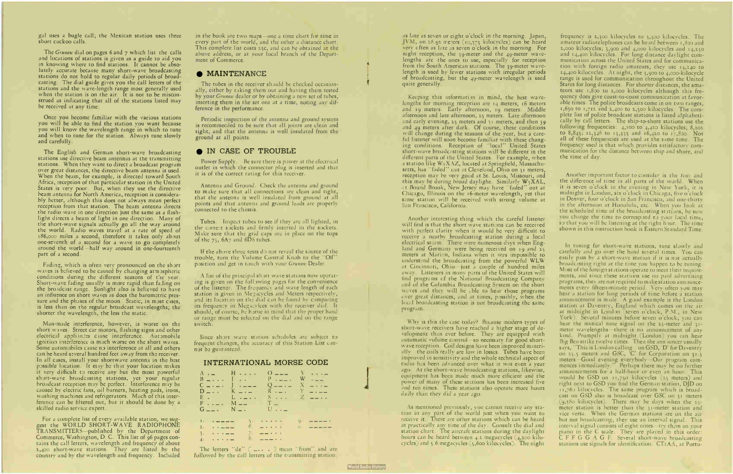gal uses a bugle call; the Mexican station uses three short cuckoo calls.

The *Grunow* dial on pages 6 and 7 which list the calls and locations of stations is given as a guide to aid you in knowing where to find stations. It cannot be absolutely accurate because many short-wave broadcasting stations do not hold to regular daily periods of broadcasting. The dial guide gives you the call letters of the stations and the wave-length range most generally used when the station is on the air. It is not to be misconstrued as indicating that all of the stations listed may be received at any time.

Once you become familiar with the various stations you will be able to find the station you want because you will know the wavelength range in which to tune and when to tune for the station. Always tune slowly and carefully.

The English and German short-wave broadcasting stations use directive beam antennas at the transmitting stations. When they want to direct a broadcast program over great distances, the directive beam antenna is used. When the beam, for example, is directed toward South Africa, reception of that particular station in the United States is very poor. But, when they use the directive beam antenna for North America, reception is considerably better, although this does not always mean perfect reception from that station. The beam antenna directs the radio wave in one direction just the same as a flashlight directs a beam of light in one direction. Many of the short-wave signals actually go all the way around the world. Radio waves travel at a rate of speed of 186,000 miles a second, therefore it takes only about one-seventh of a second for a wave to go completely around the world—half way around in one-fourteenth part of a second.

Fading, which is often very pronounced on the short waves is believed to be caused by changing atmospheric conditions during the different seasons of the year. Short-wave fading usually is more rapid than fading on the broadcast range. Sunlight also is believed to have an influence on short waves as does the barometric pressure and the phases of the moon. Static, in most cases, is less than on the regular broadcast wavelengths; the shorter the wavelength, the less the static.

Man-made interference, however, is worse on the short waves. Street car motors, flashing signs and other electrical appliances cause interference. Automobile ignition interference is much worse on the short waves. Some automobiles cause no interference at all and others can be heard several hundred feet away from the receiver. In all cases, install your shortwave antenna in the best possible location. It may be that your location makes it very difficult to receive any but the most powerful short-wave broadcasting stations, yet your regular broadcast reception may be perfect. Interference may be caused by electric fans, oil burners, heating pads, irons, washing machines and refrigerators. Much of this interference can be filtered out, but it should be done by a skilled radio service expert.

For a complete list of every available station, we suggest the WORLD SHORT-WAVE RADIOPHONE TRANSMITTERS—published by the Department of Commerce, Washington, D. C. This list of 96 pages contains the call letters, wavelength and frequency of about 2,400 short-wave stations. They are listed by the country and by the wavelength and frequency. Included in the book are two maps—one a time chart for time in every part of the world, and the other a distance chart. This complete list costs 25c, and can be obtained at the above address, or at your local branch of the Department of Commerce.

## MAINTENANCE

The tubes in the receiver should be checked occasionally, either by taking them out and having them tested by your *Grunow* dealer or by obtaining a new set of tubes, inserting them in the set one at a time, noting any difference in the performance.

Periodic inspection of the antenna and ground system is recommended to be sure that all joints are clean and tight, and that the antenna is well insulated from the ground at all points.

## IN CASE OF TROUBLE

Power Supply. Be sure there is power at the electrical outlet in which the connector plug is inserted and that it is of the correct rating for this receiver.

Antenna and Ground. Check the antenna and ground to make sure that all connections are clean and tight, that the antenna is well insulated from ground at all points and that antenna and ground leads are properly connected to the chassis.

Tubes. Inspect tubes to see if they are all lighted, in the correct sockets and firmly inserted in the sockets. Make sure that the grid caps are in place on the tops of the 75, 6A7 and 6D5 tubes.

If the above three tests do not reveal the source of the trouble, turn the Volume Control Knob to the "Off" position and get in touch with your *Grunow* Dealer.

A list of the principal short wave stations now operating is given on the following pages for the convenience of the listener. The frequency and wave length of each station is given in Megacycles and Meters respectively, and its location on the dial can be found by comparing its frequency in Megacycles with the receiver dial. It should, of course, be borne in mind that the proper band or range must be selected on the dial and on the range switch.

Since short wave station schedules are subject to frequent changes, the accuracy of this Station List cannot be guaranteed.

## INTERNATIONAL MORSE CODE

| | | | |
|---|---|---|---|
| A . _ | H . . . . | O _ _ _ | V . . . _ |
| B _ . . . | I . . | P . _ _ . | W . _ _ |
| C _ . _ . | J . _ _ _ | Q _ _ . _ | X _ . . _ |
| D _ . . | K _ . _ | R . _ . | Y _ . _ _ |
| E . | L . _ . . | S . . . | Z _ _ . . |
| F . . _ . | M _ _ | T _ | |
| G _ _ . | N _ . | U . . _ | |
| 1. . _ _ _ _ | 5. . . . . . | 9. _ _ _ _ . | |
| 2. . . _ _ _ | 6. _ . . . . | 0. _ _ _ _ _ | |
| 3. . . . _ _ | 7. _ _ . . . | | |
| 4. . . . . _ | 8. _ _ _ . . | | |

The letters "de" ( _ . . . ) mean "from" and are followed by the call letters of the transmitting station.

as late as seven or eight o'clock in the morning. Japan, JVM, on 28.92 meters (10,375 kilocycles) can be heard very often as late as seven o'clock in the morning. For night reception, the 39-meter and the 49-meter wavelengths are the ones to use, especially for reception from the South American stations. The 39-meter wavelength is used by fewer stations with irregular periods of broadcasting, but the 49-meter wavelength is used quite generally.

Keeping this information in mind, the best wavelengths for morning reception are 14 meters, 16 meters and 19 meters. Early afternoon, 19 meters. Middle afternoon and late afternoon, 25 meters. Late afternoon and early evening, 25 meters and 31 meters, and then 39 and 49 meters after dark. Of course, these conditions will change during the seasons of the year, but a careful listener will soon become familiar with these changing conditions. Reception of "local" United States short-wave broadcasting stations will be different in the different parts of the United States. For example, when a station like W1XAZ, located at Springfield, Massachusetts, has "faded" out at Cleveland, Ohio on 31 meters, reception may be very good at St. Louis, Missouri, and this may be during broad daylight. Similarly W3XAL, at Bound Brook, New Jersey may have "faded" out at Chicago, Illinois on the 16-meter wavelength, yet that same station will be received with strong volume at San Francisco, California.

Another interesting thing which the careful listener will find is that the short wave stations can be received with perfect clarity when it would be very difficult to receive a nearby broadcasting station during a local electrical storm. There were numerous days when England and Germany were being received on 19 and 25 meters at Marion, Indiana when it was impossible to understand the broadcasting from the powerful WLW at Cincinnati, Ohio—just a couple of hundred miles away. Listeners in many parts of the United States will find programs of the National Broadcasting Company and of the Columbia Broadcasting System on the short waves and they will be able to hear those programs over great distances, and at times, possibly, when the local broadcasting station is not broadcasting the same program.

Why is this the case today? Because modern types of short-wave receivers have reached a higher stage of development than ever before. They are equipped with automatic volume control—so necessary for good short-wave reception. Coil designs have been improved materially—the coils really are low in losses. Tubes have been improved in sensitivity and the whole technical aspect of radio has been advanced over what it was even a year ago. At the short-wave broadcasting stations, likewise, equipment has been made much more efficient and the power of many of these stations has been increased five and ten times. These stations also operate more hours daily than they did a year ago.

As mentioned previously, you cannot receive any station in any part of the world just when you want to receive it. There are other stations which can be heard at practically any time of the day. Consult the dial and station chart. The aircraft stations during the daylight hours can be heard between 4.2 megacycles (4,200 kilocycles) and 5.6 megacycles (5,600 kilocycles). The night frequency is 2,300 kilocycles to 3,500 kilocycles. The amateur radiotelephones can be heard between 1,800 and 2,000 kilocycles, 3,900 and 4,000 kilocycles and 14,250 and 14,400 kilocycles. For long distance daylight communication across the United States and for communication with foreign radio amateurs, they use 14,240 to 14,400 kilocycles. At night, the 3,900 to 4,000-kilocycle range is used for communication throughout the United States for long distances. For shorter distances, the amateurs use 1,800 to 2,000 kilocycles although this frequency does give coast-to-coast communication at favorable times. The police broadcasts come in on two ranges, 1,650 to 1,712 and 2,400 to 2,500 kilocycles. The complete list of police broadcast stations is listed alphabetically by call letters. The ship-to-shore stations use the following frequencies: 4,100 to 4,420 kilocycles; 8,202 to 8,843; 12,346 to 13,335 and 16,420 to 17,800. Not all of these frequencies are used at the same time. The frequency used is that which provides satisfactory communication for the distance between ship and shore, and the time of day.

Another important factor to consider is the *time* and the difference of time in all parts of the world. When it is seven o'clock in the evening in New York, it is midnight in London, six o'clock in Chicago, five o'clock in Denver, four o'clock in San Francisco, and one-thirty in the afternoon at Honolulu, etc. When you look at the scheduled time of the broadcasting stations, be sure you change the time to correspond to your local time, so that you will be listening at the right hour. The time shown in this instruction book is Eastern Standard Time.

In tuning for short-wave stations, tune slowly and carefully and go over the band several times. You can easily pass by a short-wave station if it is not actually broadcasting right at the time you happen to be tuning. Most of the foreign stations operate to meet their requirements, and since these stations use no paid advertising programs, they are not required to make station announcements every fifteen-minute period. Very often you may hear a station for long periods of time before a station announcement is made. A good example is the London station at Daventry, England which comes on the air at midnight in London (seven o'clock, P.M., in New York). Several minutes before seven o'clock, you can hear the musical tone signal on the 25-meter and 31-meter wavelengths—there is no announcement of any kind. Promptly at midnight (London) you can hear Big Ben strike twelve times. Then the announcer usually says, "This is London calling—on GSD, 'D' for Daventry on 25.5 meters and GSC, 'C' for Corporation on 31.3 meters—Good evening everybody—Our program commences immediately." Perhaps there may be no further announcements for a half-hour or even an hour. This would be GSD on 11,750 kilocycles (25 meters) and right next to GSD you find the German station, DJD on 11,760 kilocycles. The same program which is broadcast on GSD also is broadcast over GSC on 31 meters (9,580 kilocycles). There may be days when the 25-meter station is better than the 31-meter station and vice versa. When the German stations are on the air but not broadcasting, they use an interval signal. This interval signal consists of eight notes—try them on your piano in the C scale. They are played in this order: C F F G G A G F. Several short-wave broadcasting stations use signals for identification. CT1AA, at Portu-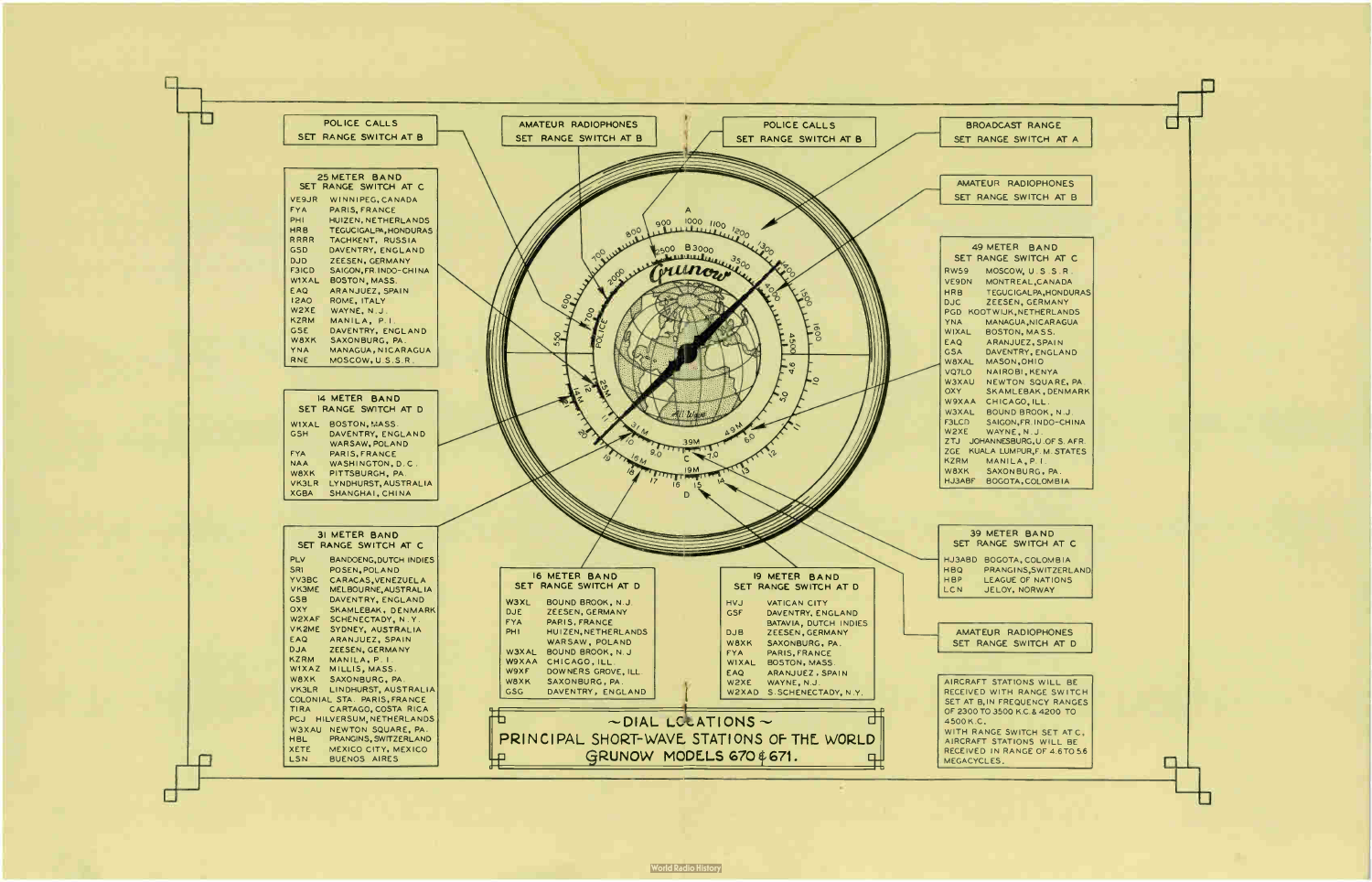# ~ DIAL LOCATIONS ~

## PRINCIPAL SHORT-WAVE STATIONS OF THE WORLD

## GRUNOW MODELS 670 & 671.

**POLICE CALLS**
SET RANGE SWITCH AT B

**AMATEUR RADIOPHONES**
SET RANGE SWITCH AT B

**POLICE CALLS**
SET RANGE SWITCH AT B

**BROADCAST RANGE**
SET RANGE SWITCH AT A

**AMATEUR RADIOPHONES**
SET RANGE SWITCH AT B

### 25 METER BAND
SET RANGE SWITCH AT C

| | |
|---|---|
| VE9JR | WINNIPEG, CANADA |
| FYA | PARIS, FRANCE |
| PHI | HUIZEN, NETHERLANDS |
| HRB | TEGUCIGALPA, HONDURAS |
| RRRR | TACHKENT, RUSSIA |
| GSD | DAVENTRY, ENGLAND |
| DJD | ZEESEN, GERMANY |
| F3ICD | SAIGON, FR. INDO-CHINA |
| W1XAL | BOSTON, MASS. |
| EAQ | ARANJUEZ, SPAIN |
| I2AO | ROME, ITALY |
| W2XE | WAYNE, N.J. |
| KZRM | MANILA, P.I. |
| GSE | DAVENTRY, ENGLAND |
| W8XK | SAXONBURG, PA. |
| YNA | MANAGUA, NICARAGUA |
| RNE | MOSCOW, U.S.S.R. |

### 14 METER BAND
SET RANGE SWITCH AT D

| | |
|---|---|
| W1XAL | BOSTON, MASS. |
| GSH | DAVENTRY, ENGLAND |
| | WARSAW, POLAND |
| FYA | PARIS, FRANCE |
| NAA | WASHINGTON, D.C. |
| W8XK | PITTSBURGH, PA. |
| VK3LR | LYNDHURST, AUSTRALIA |
| XGBA | SHANGHAI, CHINA |

### 31 METER BAND
SET RANGE SWITCH AT C

| | |
|---|---|
| PLV | BANDOENG, DUTCH INDIES |
| SRI | POSEN, POLAND |
| YV3BC | CARACAS, VENEZUELA |
| VK3ME | MELBOURNE, AUSTRALIA |
| GSB | DAVENTRY, ENGLAND |
| OXY | SKAMLEBAK, DENMARK |
| W2XAF | SCHENECTADY, N.Y. |
| VK2ME | SYDNEY, AUSTRALIA |
| EAQ | ARANJUEZ, SPAIN |
| DJA | ZEESEN, GERMANY |
| KZRM | MANILA, P.I. |
| W1XAZ | MILLIS, MASS. |
| W8XK | SAXONBURG, PA. |
| VK3LR | LINDHURST, AUSTRALIA |
| COLONIAL STA. | PARIS, FRANCE |
| TIRA | CARTAGO, COSTA RICA |
| PCJ | HILVERSUM, NETHERLANDS |
| W3XAU | NEWTON SQUARE, PA. |
| HBL | PRANGINS, SWITZERLAND |
| XETE | MEXICO CITY, MEXICO |
| LSN | BUENOS AIRES |

### 16 METER BAND
SET RANGE SWITCH AT D

| | |
|---|---|
| W3XL | BOUND BROOK, N.J. |
| DJE | ZEESEN, GERMANY |
| FYA | PARIS, FRANCE |
| PHI | HUIZEN, NETHERLANDS |
| | WARSAW, POLAND |
| W3XAL | BOUND BROOK, N.J. |
| W9XAA | CHICAGO, ILL. |
| W9XF | DOWNERS GROVE, ILL. |
| W8XK | SAXONBURG, PA. |
| GSG | DAVENTRY, ENGLAND |

### 19 METER BAND
SET RANGE SWITCH AT D

| | |
|---|---|
| HVJ | VATICAN CITY |
| GSF | DAVENTRY, ENGLAND |
| | BATAVIA, DUTCH INDIES |
| DJB | ZEESEN, GERMANY |
| W8XK | SAXONBURG, PA. |
| FYA | PARIS, FRANCE |
| W1XAL | BOSTON, MASS. |
| EAQ | ARANJUEZ, SPAIN |
| W2XE | WAYNE, N.J. |
| W2XAD | S. SCHENECTADY, N.Y. |

### 49 METER BAND
SET RANGE SWITCH AT C

| | |
|---|---|
| RW59 | MOSCOW, U.S.S.R. |
| VE9DN | MONTREAL, CANADA |
| HRB | TEGUCIGALPA, HONDURAS |
| DJC | ZEESEN, GERMANY |
| PGD | KOOTWIJK, NETHERLANDS |
| YNA | MANAGUA, NICARAGUA |
| W1XAL | BOSTON, MASS. |
| EAQ | ARANJUEZ, SPAIN |
| GSA | DAVENTRY, ENGLAND |
| W8XAL | MASON, OHIO |
| VQ7LO | NAIROBI, KENYA |
| W3XAU | NEWTON SQUARE, PA. |
| OXY | SKAMLEBAK, DENMARK |
| W9XAA | CHICAGO, ILL. |
| W3XAL | BOUND BROOK, N.J. |
| F3LCD | SAIGON, FR. INDO-CHINA |
| W2XE | WAYNE, N.J. |
| ZTJ | JOHANNESBURG, U. OF S. AFR. |
| ZGE | KUALA LUMPUR, F.M. STATES |
| KZRM | MANILA, P.I. |
| W8XK | SAXONBURG, PA. |
| HJ3ABF | BOGOTA, COLOMBIA |

### 39 METER BAND
SET RANGE SWITCH AT C

| | |
|---|---|
| HJ3ABD | BOGOTA, COLOMBIA |
| HBQ | PRANGINS, SWITZERLAND |
| HBP | LEAGUE OF NATIONS |
| LCN | JELOY, NORWAY |

**AMATEUR RADIOPHONES**
SET RANGE SWITCH AT D

AIRCRAFT STATIONS WILL BE RECEIVED WITH RANGE SWITCH SET AT B, IN FREQUENCY RANGES OF 2300 TO 3500 K.C. & 4200 TO 4500 K.C.

WITH RANGE SWITCH SET AT C, AIRCRAFT STATIONS WILL BE RECEIVED IN RANGE OF 4.6 TO 5.6 MEGACYCLES.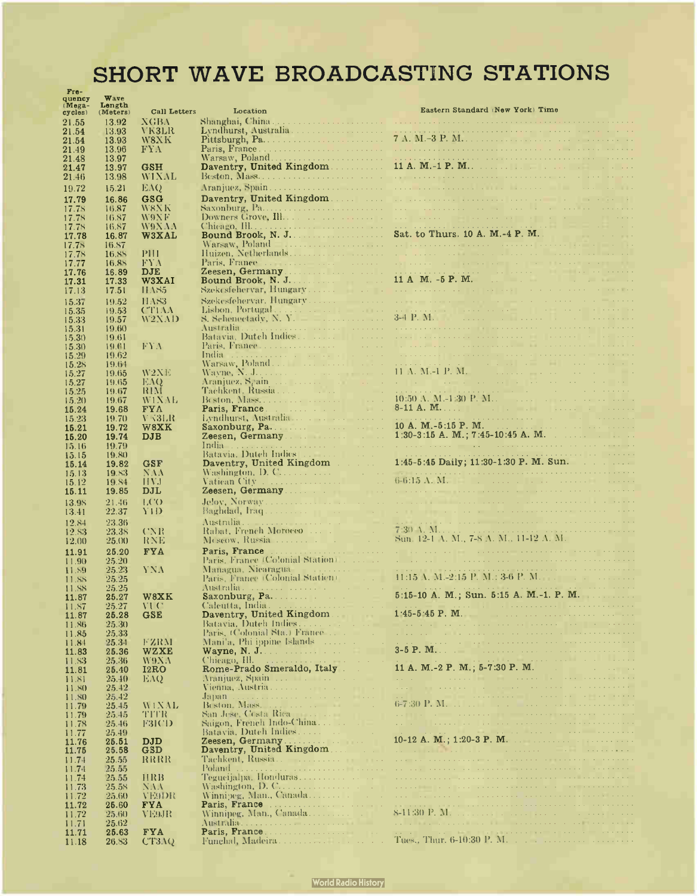# SHORT WAVE BROADCASTING STATIONS

| Frequency (Megacycles) | Wave Length (Meters) | Call Letters | Location | Eastern Standard (New York) Time |
|---|---|---|---|---|
| 21.55 | 13.92 | XGBA | Shanghai, China | |
| 21.54 | 13.93 | VK3LR | Lyndhurst, Australia | |
| 21.54 | 13.93 | W8XK | Pittsburgh, Pa. | 7 A. M.-3 P. M. |
| 21.49 | 13.96 | FYA | Paris, France | |
| 21.48 | 13.97 | | Warsaw, Poland | |
| 21.47 | 13.97 | GSH | Daventry, United Kingdom | 11 A. M.-1 P. M. |
| 21.46 | 13.98 | W1XAL | Boston, Mass. | |
| 19.72 | 15.21 | EAQ | Aranjuez, Spain | |
| 17.79 | 16.86 | GSG | Daventry, United Kingdom | |
| 17.78 | 16.87 | W8XK | Saxonburg, Pa. | |
| 17.78 | 16.87 | W9XF | Downers Grove, Ill. | |
| 17.78 | 16.87 | W9XAA | Chicago, Ill. | |
| 17.78 | 16.87 | W3XAL | Bound Brook, N. J. | Sat. to Thurs. 10 A. M.-4 P. M. |
| 17.78 | 16.87 | | Warsaw, Poland | |
| 17.78 | 16.88 | PHI | Huizen, Netherlands | |
| 17.77 | 16.88 | FYA | Paris, France | |
| 17.76 | 16.89 | DJE | Zeesen, Germany | |
| 17.31 | 17.33 | W3XAI | Bound Brook, N. J. | 11 A. M.-5 P. M. |
| 17.13 | 17.51 | HAS5 | Szekesfehervar, Hungary | |
| 15.37 | 19.52 | HAS3 | Szekesfehervar, Hungary | |
| 15.35 | 19.53 | CT1AA | Lisbon, Portugal | |
| 15.33 | 19.57 | W2XAD | S. Schenectady, N. Y. | 3-4 P. M. |
| 15.31 | 19.60 | | Australia | |
| 15.30 | 19.61 | | Batavia, Dutch Indies | |
| 15.30 | 19.61 | FYA | Paris, France | |
| 15.29 | 19.62 | | India | |
| 15.28 | 19.64 | | Warsaw, Poland | |
| 15.27 | 19.65 | W2XE | Wayne, N. J. | 11 A. M.-1 P. M. |
| 15.27 | 19.65 | EAQ | Aranjuez, Spain | |
| 15.25 | 19.67 | RIM | Tachkent, Russia | |
| 15.20 | 19.67 | W1XAL | Boston, Mass. | 10:50 A. M.-1:30 P. M. |
| 15.24 | 19.68 | FYA | Paris, France | 8-11 A. M. |
| 15.23 | 19.70 | VK3LR | Lyndhurst, Australia | |
| 15.21 | 19.72 | W8XK | Saxonburg, Pa. | 10 A. M.-5:15 P. M. |
| 15.20 | 19.74 | DJB | Zeesen, Germany | 1:30-3:15 A. M.; 7:45-10:45 A. M. |
| 15.16 | 19.79 | | India | |
| 15.15 | 19.80 | | Batavia, Dutch Indies | |
| 15.14 | 19.82 | GSF | Daventry, United Kingdom | 1:45-5:45 Daily; 11:30-1:30 P. M. Sun. |
| 15.13 | 19.83 | NAA | Washington, D. C. | |
| 15.12 | 19.84 | HVJ | Vatican City | 6-6:15 A. M. |
| 15.11 | 19.85 | DJL | Zeesen, Germany | |
| 13.98 | 21.46 | LCO | Jeloy, Norway | |
| 13.41 | 22.37 | YID | Baghdad, Iraq | |
| 12.84 | 23.36 | | Australia | |
| 12.83 | 23.38 | CNR | Rabat, French Morocco | 7:30 A. M. |
| 12.00 | 25.00 | RNE | Moscow, Russia | Sun. 12-1 A. M., 7-8 A. M., 11-12 A. M. |
| 11.91 | 25.20 | FYA | Paris, France | |
| 11.90 | 25.20 | | Paris, France (Colonial Station) | |
| 11.89 | 25.23 | YNA | Managua, Nicaragua | |
| 11.88 | 25.25 | | Paris, France (Colonial Station) | 11:15 A. M.-2:15 P. M.; 3-6 P. M. |
| 11.88 | 25.25 | | Australia | |
| 11.87 | 25.27 | W8XK | Saxonburg, Pa. | 5:15-10 A. M.; Sun. 5:15 A. M.-1. P. M. |
| 11.87 | 25.27 | VUC | Calcutta, India | |
| 11.87 | 25.28 | GSE | Daventry, United Kingdom | 1:45-5:45 P. M. |
| 11.86 | 25.30 | | Batavia, Dutch Indies | |
| 11.85 | 25.33 | | Paris, (Colonial Sta.) France | |
| 11.84 | 25.34 | KZRM | Manila, Philippine Islands | |
| 11.83 | 25.36 | WZXE | Wayne, N. J. | 3-5 P. M. |
| 11.83 | 25.36 | W9XA | Chicago, Ill. | |
| 11.81 | 25.40 | I2RO | Rome-Prado Smeraldo, Italy | 11 A. M.-2 P. M.; 5-7:30 P. M. |
| 11.81 | 25.40 | EAQ | Aranjuez, Spain | |
| 11.80 | 25.42 | | Vienna, Austria | |
| 11.80 | 25.42 | | Japan | |
| 11.79 | 25.45 | W1XAL | Boston, Mass. | 6-7:30 P. M. |
| 11.79 | 25.45 | TITR | San Jose, Costa Rica | |
| 11.78 | 25.46 | F3ICD | Saigon, French Indo-China | |
| 11.77 | 25.49 | | Batavia, Dutch Indies | |
| 11.76 | 25.51 | DJD | Zeesen, Germany | 10-12 A. M.; 1:20-3 P. M. |
| 11.75 | 25.58 | GSD | Daventry, United Kingdom | |
| 11.74 | 25.55 | RRRR | Tachkent, Russia | |
| 11.74 | 25.55 | | Poland | |
| 11.74 | 25.55 | HRB | Tegucijalpa, Honduras | |
| 11.73 | 25.58 | NAA | Washington, D. C. | |
| 11.72 | 25.60 | VE9DR | Winnipeg, Man., Canada | |
| 11.72 | 25.60 | FYA | Paris, France | |
| 11.72 | 25.60 | VE9JR | Winnipeg, Man., Canada | 8-11:30 P. M. |
| 11.71 | 25.62 | | Australia | |
| 11.71 | 25.63 | FYA | Paris, France | |
| 11.18 | 26.83 | CT3AQ | Funchal, Madeira | Tues., Thur. 6-10:30 P. M. |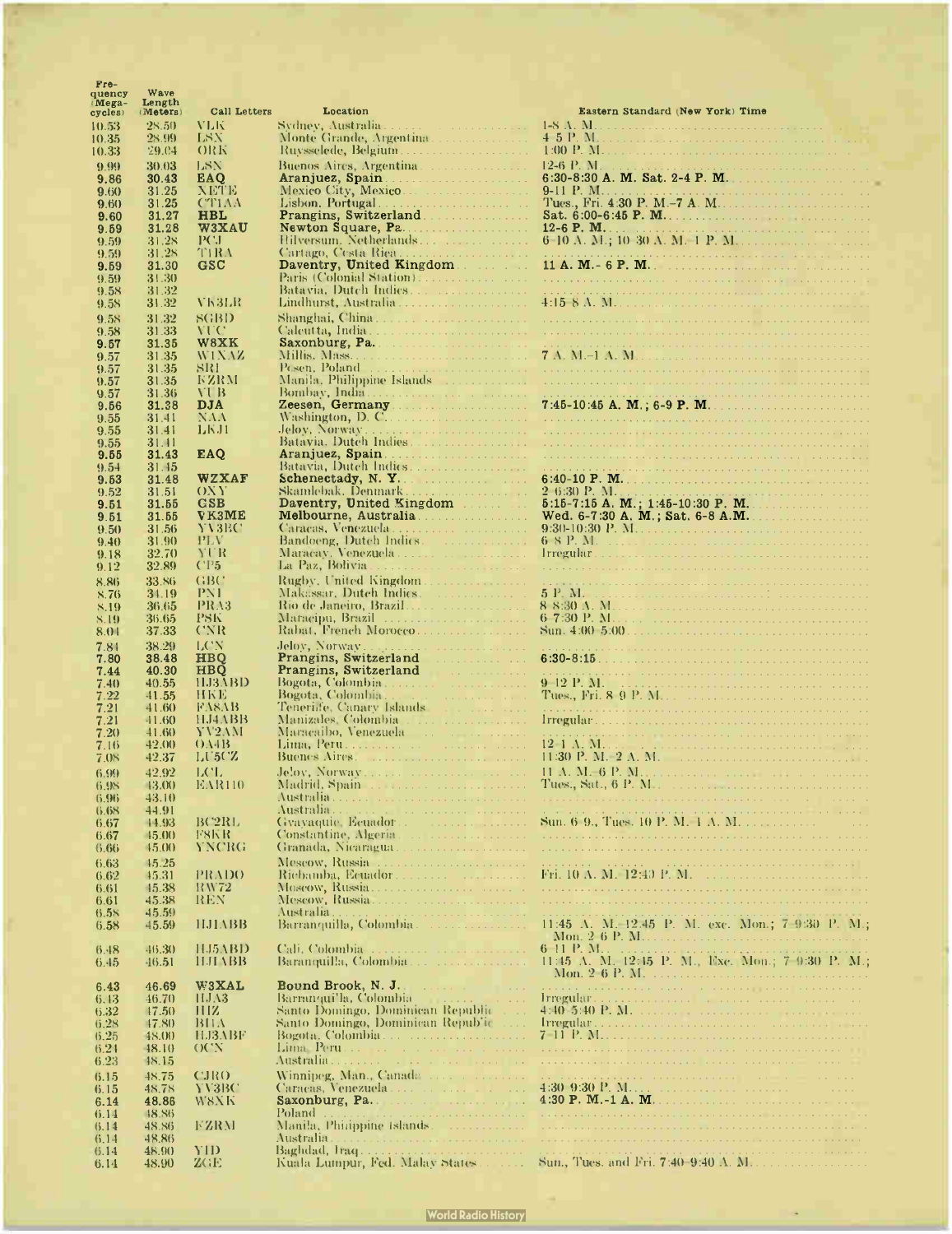| Frequency (Megacycles) | Wave Length (Meters) | Call Letters | Location | Eastern Standard (New York) Time |
|---|---|---|---|---|
| 10.53 | 28.50 | VLK | Sydney, Australia | 1-8 A. M. |
| 10.35 | 28.99 | LSX | Monte Grande, Argentina | 4-5 P. M. |
| 10.33 | 29.04 | ORK | Ruysselede, Belgium | 1:00 P. M. |
| 9.99 | 30.03 | LSN | Buenos Aires, Argentina | 12-6 P. M. |
| 9.86 | 30.43 | **EAQ** | **Aranjuez, Spain** | **6:30-8:30 A. M. Sat. 2-4 P. M.** |
| 9.60 | 31.25 | XETE | Mexico City, Mexico | 9-11 P. M. |
| 9.60 | 31.25 | CT1AA | Lisbon, Portugal | Tues., Fri. 4:30 P. M.-7 A. M. |
| 9.60 | 31.27 | **HBL** | **Prangins, Switzerland** | **Sat. 6:00-6:45 P. M.** |
| 9.59 | 31.28 | **W3XAU** | **Newton Square, Pa.** | **12-6 P. M.** |
| 9.59 | 31.28 | PCJ | Hilversum, Netherlands | 6-10 A. M.; 10:30 A. M.-1 P. M. |
| 9.59 | 31.28 | TIRA | Cartago, Costa Rica | |
| 9.59 | 31.30 | **GSC** | **Daventry, United Kingdom** | **11 A. M.-6 P. M.** |
| 9.59 | 31.30 | | Paris (Colonial Station) | |
| 9.58 | 31.32 | | Batavia, Dutch Indies | |
| 9.58 | 31.32 | VK3LR | Lindhurst, Australia | 4:15-8 A. M. |
| 9.58 | 31.32 | SGBD | Shanghai, China | |
| 9.58 | 31.33 | VUC | Calcutta, India | |
| 9.57 | 31.35 | **W8XK** | **Saxonburg, Pa.** | |
| 9.57 | 31.35 | W1XAZ | Millis, Mass. | 7 A. M.-1 A. M. |
| 9.57 | 31.35 | SRI | Posen, Poland | |
| 9.57 | 31.35 | KZRM | Manila, Philippine Islands | |
| 9.57 | 31.36 | VUB | Bombay, India | |
| 9.56 | 31.38 | **DJA** | **Zeesen, Germany** | **7:45-10:45 A. M.; 6-9 P. M.** |
| 9.55 | 31.41 | NAA | Washington, D. C. | |
| 9.55 | 31.41 | LKJ1 | Jeloy, Norway | |
| 9.55 | 31.41 | | Batavia, Dutch Indies | |
| 9.55 | 31.43 | **EAQ** | **Aranjuez, Spain** | |
| 9.54 | 31.45 | | Batavia, Dutch Indies | |
| 9.53 | 31.48 | **W2XAF** | **Schenectady, N. Y.** | **6:40-10 P. M.** |
| 9.52 | 31.51 | OXY | Skamlebak, Denmark | 2-6:30 P. M. |
| 9.51 | 31.55 | **GSB** | **Daventry, United Kingdom** | **5:15-7:15 A. M.; 1:45-10:30 P. M.** |
| 9.51 | 31.55 | **VK3ME** | **Melbourne, Australia** | **Wed. 6-7:30 A. M.; Sat. 6-8 A.M.** |
| 9.50 | 31.56 | YV3BC | Caracas, Venezuela | 9:30-10:30 P. M. |
| 9.40 | 31.90 | PLV | Bandoeng, Dutch Indies | 6-8 P. M. |
| 9.18 | 32.70 | YVR | Maracay, Venezuela | Irregular |
| 9.12 | 32.89 | CP5 | La Paz, Bolivia | |
| 8.86 | 33.86 | GBC | Rugby, United Kingdom | |
| 8.76 | 34.19 | PNI | Makassar, Dutch Indies | 5 P. M. |
| 8.19 | 36.65 | PRA3 | Rio de Janeiro, Brazil | 8-8:30 A. M. |
| 8.19 | 36.65 | PSK | Maracipu, Brazil | 6-7:30 P. M. |
| 8.04 | 37.33 | CNR | Rabat, French Morocco | Sun. 4:00-5:00 |
| 7.84 | 38.29 | LCN | Jeloy, Norway | |
| 7.80 | 38.48 | **HBQ** | **Prangins, Switzerland** | **6:30-8:15** |
| 7.44 | 40.30 | **HBQ** | **Prangins, Switzerland** | |
| 7.40 | 40.55 | HJ3ABD | Bogota, Colombia | 9-12 P. M. |
| 7.22 | 41.55 | HKE | Bogota, Colombia | Tues., Fri. 8-9 P. M. |
| 7.21 | 41.60 | FA8AB | Teneriffe, Canary Islands | |
| 7.21 | 41.60 | HJ4ABB | Manizales, Colombia | Irregular |
| 7.20 | 41.60 | YV2AM | Maracaibo, Venezuela | |
| 7.16 | 42.00 | OA4B | Lima, Peru | 12-1 A. M. |
| 7.08 | 42.37 | LU5CZ | Buenos Aires | 11:30 P. M.-2 A. M. |
| 6.99 | 42.92 | LCL | Jeloy, Norway | 11 A. M.-6 P. M. |
| 6.98 | 43.00 | EAR110 | Madrid, Spain | Tues., Sat., 6 P. M. |
| 6.96 | 43.10 | | Australia | |
| 6.68 | 44.91 | | Australia | |
| 6.67 | 44.93 | BC2RL | Gvayaquie, Ecuador | Sun. 6-9., Tues. 10 P. M.-1 A. M. |
| 6.67 | 45.00 | F8KR | Constantine, Algeria | |
| 6.66 | 45.00 | YNCRG | Granada, Nicaragua | |
| 6.63 | 45.25 | | Moscow, Russia | |
| 6.62 | 45.31 | PRADO | Riobamba, Ecuador | Fri. 10 A. M.-12:40 P. M. |
| 6.61 | 45.38 | RW72 | Moscow, Russia | |
| 6.61 | 45.38 | REN | Moscow, Russia | |
| 6.58 | 45.59 | | Australia | |
| 6.58 | 45.59 | HJ1ABB | Barranquilla, Colombia | 11:45 A. M.-12:45 P. M. exc. Mon.; 7-9:30 P. M.; Mon. 2-6 P. M. |
| 6.48 | 46.30 | HJ5ABD | Cali, Colombia | 6-11 P. M. |
| 6.45 | 46.51 | HJ1ABB | Baranquilla, Colombia | 11:45 A. M.-12:45 P. M., Exc. Mon.; 7-9:30 P. M.; Mon. 2-6 P. M. |
| 6.43 | 46.69 | **W3XAL** | **Bound Brook, N. J.** | |
| 6.43 | 46.70 | HJA3 | Barranquilla, Colombia | Irregular |
| 6.32 | 47.50 | HIZ | Santo Domingo, Dominican Republic | 4:40-5:40 P. M. |
| 6.28 | 47.80 | HIA | Santo Domingo, Dominican Republic | Irregular |
| 6.25 | 48.00 | HJ3ABF | Bogota, Colombia | 7-11 P. M. |
| 6.24 | 48.10 | OCN | Lima, Peru | |
| 6.23 | 48.15 | | Australia | |
| 6.15 | 48.75 | CJRO | Winnipeg, Man., Canada | |
| 6.15 | 48.78 | YV3BC | Caracas, Venezuela | 4:30-9:30 P. M. |
| 6.14 | 48.86 | **W8XK** | **Saxonburg, Pa.** | **4:30 P. M.-1 A. M.** |
| 6.14 | 48.86 | | Poland | |
| 6.14 | 48.86 | KZRM | Manila, Philippine Islands | |
| 6.14 | 48.86 | | Australia | |
| 6.14 | 48.90 | YID | Baghdad, Iraq | |
| 6.14 | 48.90 | ZGE | Kuala Lumpur, Fed. Malay States | Sun., Tues. and Fri. 7:40-9:40 A. M. |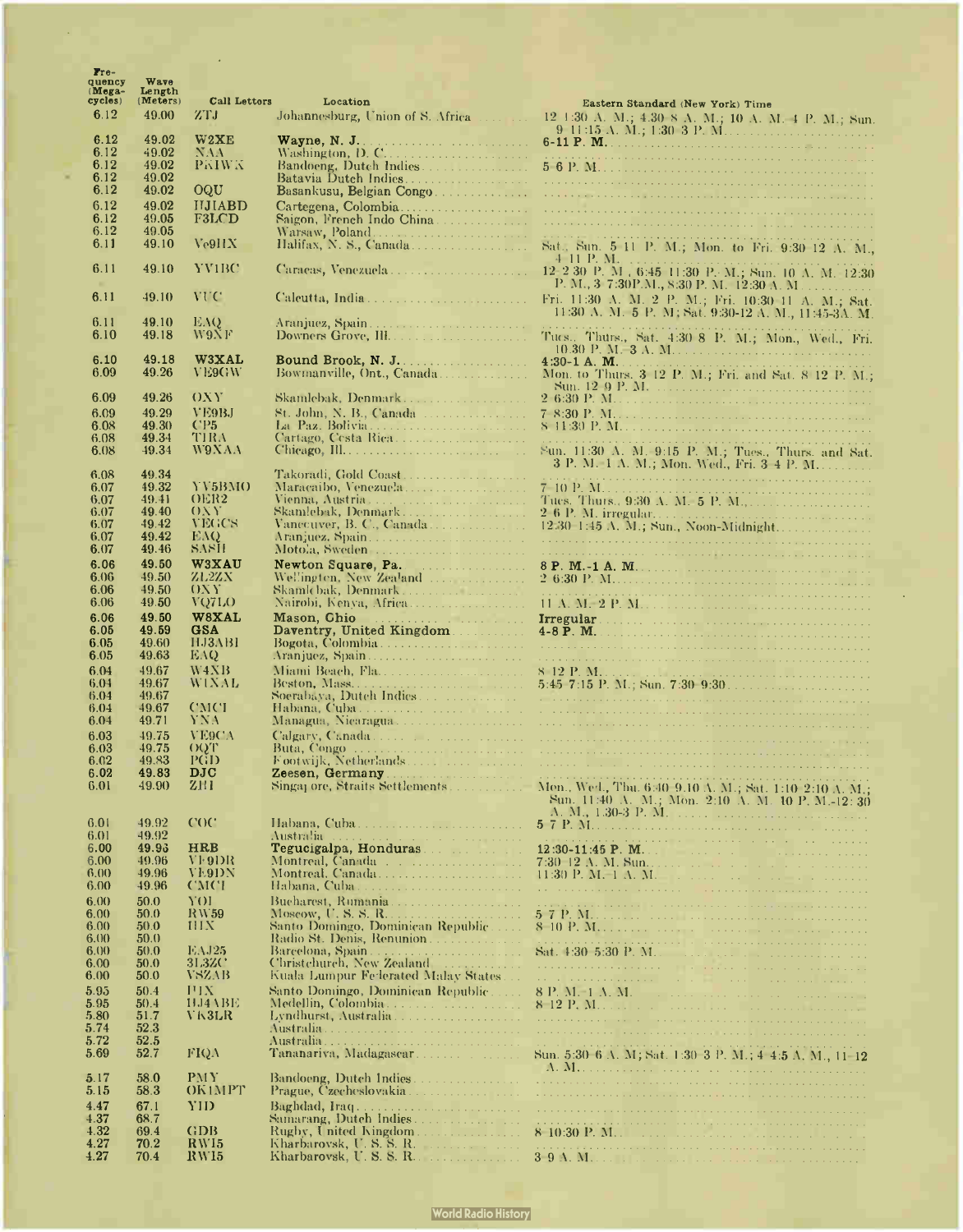| Frequency (Megacycles) | Wave Length (Meters) | Call Letters | Location | Eastern Standard (New York) Time |
|---|---|---|---|---|
| 6.12 | 49.00 | ZTJ | Johannesburg, Union of S. Africa | 12 1:30 A. M.; 4:30-8 A. M.; 10 A. M.-4 P. M.; Sun. 9-11:15 A. M.; 1:30-3 P. M. |
| 6.12 | 49.02 | **W2XE** | **Wayne, N. J.** | **6-11 P. M.** |
| 6.12 | 49.02 | NAA | Washington, D. C. | |
| 6.12 | 49.02 | PK1WK | Bandoeng, Dutch Indies | 5-6 P. M. |
| 6.12 | 49.02 | | Batavia Dutch Indies | |
| 6.12 | 49.02 | OQU | Basankusu, Belgian Congo | |
| 6.12 | 49.02 | HJ1ABD | Cartegena, Colombia | |
| 6.12 | 49.05 | F3LCD | Saigon, French Indo China | |
| 6.12 | 49.05 | | Warsaw, Poland | |
| 6.11 | 49.10 | Ve9HX | Halifax, N. S., Canada | Sat., Sun. 5-11 P. M.; Mon. to Fri. 9:30-12 A. M., 4-11 P. M. |
| 6.11 | 49.10 | YV1BC | Caracas, Venezuela | 12-2:30 P. M., 6:45-11:30 P. M.; Sun. 10 A. M.-12:30 P. M., 3-7:30P.M., 8:30 P. M.-12:30 A. M. |
| 6.11 | 49.10 | VUC | Calcutta, India | Fri. 11:30 A. M.-2 P. M.; Fri. 10:30-11 A. M.; Sat. 11:30 A. M.-5 P. M; Sat. 9:30-12 A. M., 11:45-3A. M. |
| 6.11 | 49.10 | EAQ | Aranjuez, Spain | |
| 6.10 | 49.18 | W9XF | Downers Grove, Ill. | Tues., Thurs., Sat. 4:30-8 P. M.; Mon., Wed., Fri. 10:30 P. M.-3 A. M. |
| 6.10 | 49.18 | **W3XAL** | **Bound Brook, N. J.** | **4:30-1 A. M.** |
| 6.09 | 49.26 | VE9GW | Bowmanville, Ont., Canada | Mon. to Thurs. 3-12 P. M.; Fri. and Sat. 8-12 P. M.; Sun. 12-9 P. M. |
| 6.09 | 49.26 | OXY | Skamlebak, Denmark | 2-6:30 P. M. |
| 6.09 | 49.29 | VE9BJ | St. John, N. B., Canada | 7-8:30 P. M. |
| 6.08 | 49.30 | CP5 | La Paz, Bolivia | 8-11:30 P. M. |
| 6.08 | 49.34 | TIRA | Cartago, Costa Rica | |
| 6.08 | 49.34 | W9XAA | Chicago, Ill. | Sun. 11:30 A. M.-9:15 P. M.; Tues., Thurs. and Sat. 3 P. M.-1 A. M.; Mon. Wed., Fri. 3-4 P. M. |
| 6.08 | 49.34 | | Takoradi, Gold Coast | |
| 6.07 | 49.32 | YV5BMO | Maracaibo, Venezuela | 7-10 P. M. |
| 6.07 | 49.41 | OER2 | Vienna, Austria | Tues. Thurs., 9:30 A. M.-5 P. M., |
| 6.07 | 49.40 | OXY | Skamlebak, Denmark | 2-6 P. M. irregular. |
| 6.07 | 49.42 | VE9CS | Vancouver, B. C., Canada | 12:30-1:45 A. M.; Sun., Noon-Midnight. |
| 6.07 | 49.42 | EAQ | Aranjuez, Spain | |
| 6.07 | 49.46 | SASH | Motola, Sweden | |
| 6.06 | 49.50 | **W3XAU** | **Newton Square, Pa.** | **8 P. M.-1 A. M.** |
| 6.06 | 49.50 | ZL2ZX | Wellington, New Zealand | 2-6:30 P. M. |
| 6.06 | 49.50 | OXY | Skamlebak, Denmark | |
| 6.06 | 49.50 | VQ7LO | Nairobi, Kenya, Africa | 11 A. M.-2 P. M. |
| 6.06 | 49.50 | **W8XAL** | **Mason, Ohio** | **Irregular** |
| 6.05 | 49.59 | **GSA** | **Daventry, United Kingdom** | **4-8 P. M.** |
| 6.05 | 49.60 | HJ3ABI | Bogota, Colombia | |
| 6.05 | 49.63 | EAQ | Aranjuez, Spain | |
| 6.04 | 49.67 | W4XB | Miami Beach, Fla. | 8-12 P. M. |
| 6.04 | 49.67 | W1XAL | Boston, Mass. | 5:45-7:15 P. M.; Sun. 7:30-9:30 |
| 6.04 | 49.67 | | Soerabaya, Dutch Indies | |
| 6.04 | 49.67 | CMCI | Habana, Cuba | |
| 6.04 | 49.71 | YNA | Managua, Nicaragua | |
| 6.03 | 49.75 | VE9CA | Calgary, Canada | |
| 6.03 | 49.75 | OQT | Buta, Congo | |
| 6.02 | 49.83 | PGD | Kootwijk, Netherlands | |
| 6.02 | 49.83 | **DJC** | **Zeesen, Germany** | |
| 6.01 | 49.90 | ZHI | Singapore, Straits Settlements | Mon., Wed., Thu. 6:40-9:10 A. M.; Sat. 1:10-2:10 A. M.; Sun. 11:40 A. M.; Mon. 2:10 A. M.-10 P. M.-12:30 A. M., 1:30-3 P. M. |
| 6.01 | 49.92 | COC | Habana, Cuba | 5-7 P. M. |
| 6.01 | 49.92 | | Australia | |
| 6.00 | 49.93 | **HRB** | **Tegucigalpa, Honduras** | **12:30-11:45 P. M.** |
| 6.00 | 49.96 | VE9DR | Montreal, Canada | 7:30-12 A. M. Sun. |
| 6.00 | 49.96 | VE9DN | Montreal, Canada | 11:30 P. M.-1 A. M. |
| 6.00 | 49.96 | CMCI | Habana, Cuba | |
| 6.00 | 50.0 | YOI | Bucharest, Rumania | |
| 6.00 | 50.0 | RW59 | Moscow, U. S. S. R. | 5-7 P. M. |
| 6.00 | 50.0 | HIX | Santo Domingo, Dominican Republic | 8-10 P. M. |
| 6.00 | 50.0 | | Radio St. Denis, Renunion | |
| 6.00 | 50.0 | EAJ25 | Barcelona, Spain | Sat. 4:30-5:30 P. M. |
| 6.00 | 50.0 | 3L3ZC | Christchurch, New Zealand | |
| 6.00 | 50.0 | VSZAB | Kuala Lumpur Federated Malay States | |
| 5.95 | 50.4 | HIX | Santo Domingo, Dominican Republic | 8 P. M.-1 A. M. |
| 5.95 | 50.4 | HJ4ABE | Medellin, Colombia | 8-12 P. M. |
| 5.80 | 51.7 | VK3LR | Lyndhurst, Australia | |
| 5.74 | 52.3 | | Australia | |
| 5.72 | 52.5 | | Australia | |
| 5.69 | 52.7 | FIQA | Tananariva, Madagascar | Sun. 5:30-6 A. M; Sat. 1:30-3 P. M.; 4-4:5 A. M., 11-12 A. M. |
| 5.17 | 58.0 | PMY | Bandoeng, Dutch Indies | |
| 5.15 | 58.3 | OK1MPT | Prague, Czechoslovakia | |
| 4.47 | 67.1 | YID | Baghdad, Iraq | |
| 4.37 | 68.7 | | Samarang, Dutch Indies | |
| 4.32 | 69.4 | GDB | Rugby, United Kingdom | 8-10:30 P. M. |
| 4.27 | 70.2 | RW15 | Kharbarovsk, U. S. S. R. | |
| 4.27 | 70.4 | RW15 | Kharbarovsk, U. S. S. R. | 3-9 A. M. |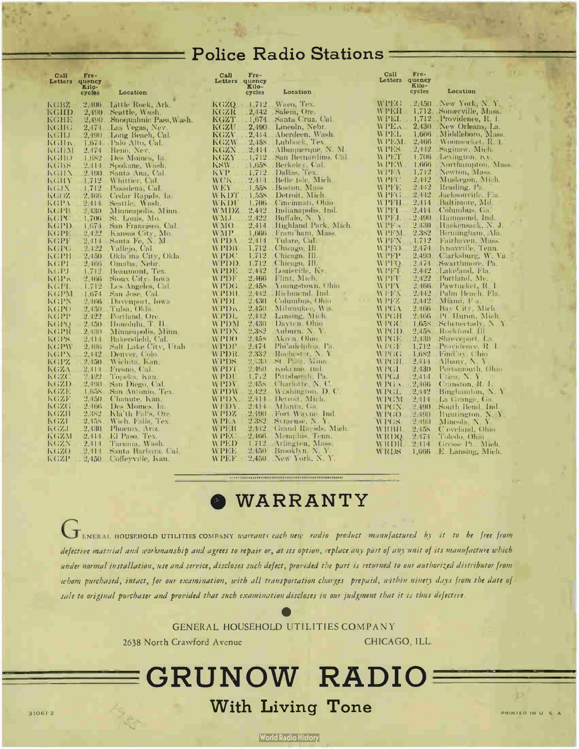# Police Radio Stations

| Call Letters | Frequency Kilocycles | Location |
|---|---|---|
| KGBZ | 2,406 | Little Rock, Ark. |
| KGHD | 2,490 | Seattle, Wash. |
| KGHE | 2,490 | Snoqualmie Pass, Wash. |
| KGHG | 2,474 | Las Vegas, Nev. |
| KGHJ | 2,490 | Long Beach, Cal. |
| KGHK | 1,674 | Palo Alto, Cal. |
| KGHM | 2,474 | Reno, Nev. |
| KGHO | 1,682 | Des Moines, Ia. |
| KGHS | 2,414 | Spokane, Wash. |
| KGHX | 2,490 | Santa Ana, Cal. |
| KGHY | 1,712 | Whittier, Cal. |
| KGJX | 1,712 | Pasadena, Cal. |
| KGOZ | 2,466 | Cedar Rapids, Ia. |
| KGPA | 2,414 | Seattle, Wash. |
| KGPB | 2,430 | Minneapolis, Minn. |
| KGPC | 1,706 | St. Louis, Mo. |
| KGPD | 1,674 | San Francisco, Cal. |
| KGPE | 2,422 | Kansas City, Mo. |
| KGPF | 2,414 | Santa Fe, N. M. |
| KGPG | 2,422 | Vallejo, Cal. |
| KGPH | 2,450 | Okla'ma City, Okla. |
| KGPI | 2,466 | Omaha, Nebr. |
| KGPJ | 1,712 | Beaumont, Tex. |
| KGPK | 2,466 | Sioux City, Iowa |
| KGPL | 1,712 | Los Angeles, Cal. |
| KGPM | 1,674 | San Jose, Cal. |
| KGPN | 2,466 | Davenport, Iowa |
| KGPO | 2,450 | Tulsa, Okla. |
| KGPP | 2,422 | Portland, Ore. |
| KGPQ | 2,450 | Honolulu, T. H. |
| KGPR | 2,430 | Minneapolis, Minn. |
| KGPS | 2,414 | Bakersfield, Cal. |
| KGPW | 2,406 | Salt Lake City, Utah |
| KGPX | 2,442 | Denver, Colo. |
| KGPZ | 2,450 | Wichita, Kan. |
| KGZA | 2,414 | Fresno, Cal. |
| KGZC | 2,422 | Topeka, Kan. |
| KGZD | 2,490 | San Diego, Cal. |
| KGZE | 1,658 | San Antonio, Tex. |
| KGZF | 2,450 | Chanute, Kan. |
| KGZG | 2,466 | Des Moines, Ia. |
| KGZH | 2,382 | Kla'th Fal's, Ore. |
| KGZI | 2,458 | Wich. Falls, Tex. |
| KGZJ | 2,430 | Phoenix, Ariz. |
| KGZM | 2,414 | El Paso, Tex. |
| KGZN | 2,414 | Tacoma, Wash. |
| KGZO | 2,414 | Santa Barbara, Cal. |
| KGZP | 2,450 | Coffeyville, Kan. |
| KGZQ | 1,712 | Waco, Tex. |
| KGZR | 2,442 | Salem, Ore. |
| KGZT | 1,674 | Santa Cruz, Cal. |
| KGZU | 2,490 | Lincoln, Nebr. |
| KGZV | 2,414 | Aberdeen, Wash. |
| KGZW | 2,458 | Lubbock, Tex. |
| KGZX | 2,414 | Albuquerque, N. M. |
| KGZY | 1,712 | San Bernardino, Cal. |
| KSW | 1,658 | Berkeley, Cal. |
| KVP | 1,712 | Dallas, Tex. |
| WCK | 2,414 | Belle Isle, Mich. |
| WEY | 1,558 | Boston, Mass |
| WKDT | 1,558 | Detroit, Mich. |
| WKDU | 1,706 | Cincinnati, Ohio |
| WMDZ | 2,442 | Indianapolis, Ind. |
| WMJ | 2,422 | Buffalo, N. Y. |
| WMO | 2,414 | Highland Park, Mich. |
| WMP | 1,666 | Fram'ham, Mass. |
| WPDA | 2,414 | Tulare, Cal. |
| WPDB | 1,712 | Chicago, Ill. |
| WPDC | 1,712 | Chicago, Ill. |
| WPDD | 1,712 | Chicago, Ill. |
| WPDE | 2,442 | Louisville, Ky. |
| WPDF | 2,466 | Flint, Mich. |
| WPDG | 2,458 | Youngstown, Ohio |
| WPDH | 2,442 | Richmond, Ind. |
| WPDI | 2,430 | Columbus, Ohio |
| WPDK | 2,450 | Milwaukee, Wis. |
| WPDL | 2,442 | Lansing, Mich. |
| WPDM | 2,430 | Dayton, Ohio |
| WPDN | 2,382 | Auburn, N. Y. |
| WPDO | 2,458 | Akron, Ohio |
| WPDP | 2,474 | Phi'adelphia, Pa. |
| WPDR | 2,332 | Rochester, N. Y. |
| WPDS | 2,430 | St. Paul, Minn. |
| WPDT | 2,490 | Kokomo, Ind. |
| WPDU | 1,712 | Pittsburgh, Pa. |
| WPDV | 2,458 | Charlotte, N. C. |
| WPDW | 2,422 | Washington, D. C. |
| WPDX | 2,414 | Detroit, Mich. |
| WPDY | 2,414 | Atlanta, Ga. |
| WPDZ | 2,490 | Fort Wayne, Ind. |
| WPEA | 2,382 | Syracuse, N. Y. |
| WPEB | 2,442 | Grand Rapids, Mich. |
| WPEC | 2,466 | Memphis, Tenn. |
| WPED | 1,712 | Arlington, Mass. |
| WPEE | 2,450 | Brooklyn, N. Y. |
| WPEF | 2,450 | New York, N. Y. |
| WPEG | 2,450 | New York, N. Y. |
| WPEH | 1,712 | Somerville, Mass. |
| WPEI | 1,712 | Providence, R. I. |
| WPEK | 2,430 | New Orleans, La. |
| WPEL | 1,666 | Middleboro, Mass. |
| WPEM | 2,466 | Woonsocket, R. I. |
| WPES | 2,442 | Saginaw, Mich. |
| WPET | 1,706 | Lexington, Ky. |
| WPEW | 1,666 | Northampton, Mass. |
| WPFA | 1,712 | Newton, Mass. |
| WPFC | 2,442 | Muskegon, Mich. |
| WPFE | 2,442 | Reading, Pa. |
| WPFG | 2,442 | Jacksonville, Fla. |
| WPFH | 2,414 | Baltimore, Md. |
| WPFI | 2,414 | Columbus, Ga. |
| WPFJ | 2,490 | Hammond, Ind. |
| WPFK | 2,430 | Hackensack, N. J. |
| WPFM | 2,382 | Birmingham, Ala. |
| WPFN | 1,712 | Fairhaven, Mass. |
| WPFO | 2,474 | Knoxville, Tenn. |
| WPFP | 2,490 | Clarksburg, W. Va. |
| WPFQ | 2,474 | Swarthmore, Pa. |
| WPFT | 2,442 | Lakeland, Fla. |
| WPFU | 2,422 | Portland, Me. |
| WPFV | 2,466 | Pawtucket, R. I. |
| WPFX | 2,442 | Palm Beach, Fla. |
| WPFZ | 2,442 | Miami, Fla. |
| WPGA | 2,466 | Bay City, Mich. |
| WPGB | 2,466 | Pt. Huron, Mich. |
| WPGC | 1,658 | Schenectady, N. Y. |
| WPGD | 2,458 | Rockford, Ill. |
| WPGE | 2,430 | Shreveport, La. |
| WPGF | 1,712 | Providence, R. I. |
| WPGG | 1,682 | Find'ay, Ohio |
| WPGH | 2,414 | Albany, N. Y. |
| WPGI | 2,430 | Portsmouth, Ohio |
| WPGJ | 2,414 | Utica, N. Y. |
| WPGK | 2,466 | Cranston, R. I. |
| WPGL | 2,442 | Binghamton, N. Y. |
| WPGM | 2,414 | La Grange, Ga. |
| WPGN | 2,490 | South Bend, Ind. |
| WPGO | 2,490 | Huntington, N. Y. |
| WPGS | 2,490 | Mineola, N. Y. |
| WRBH | 2,458 | Cleveland, Ohio |
| WRDQ | 2,474 | Toledo, Ohio |
| WRDR | 2,414 | Grosse Pt., Mich. |
| WRDS | 1,666 | E. Lansing, Mich. |

# WARRANTY

GENERAL HOUSEHOLD UTILITIES COMPANY *warrants each new radio product manufactured by it to be free from defective material and workmanship and agrees to repair or, at its option, replace any part of any unit of its manufacture which under normal installation, use and service, discloses such defect, provided the part is returned to our authorized distributor from whom purchased, intact, for our examination, with all transportation charges prepaid, within ninety days from the date of sale to original purchaser and provided that such examination discloses in our judgment that it is thus defective.*

GENERAL HOUSEHOLD UTILITIES COMPANY

2638 North Crawford Avenue — CHICAGO, ILL.

# GRUNOW RADIO

## With Living Tone

31061 2

PRINTED IN U. S. A.